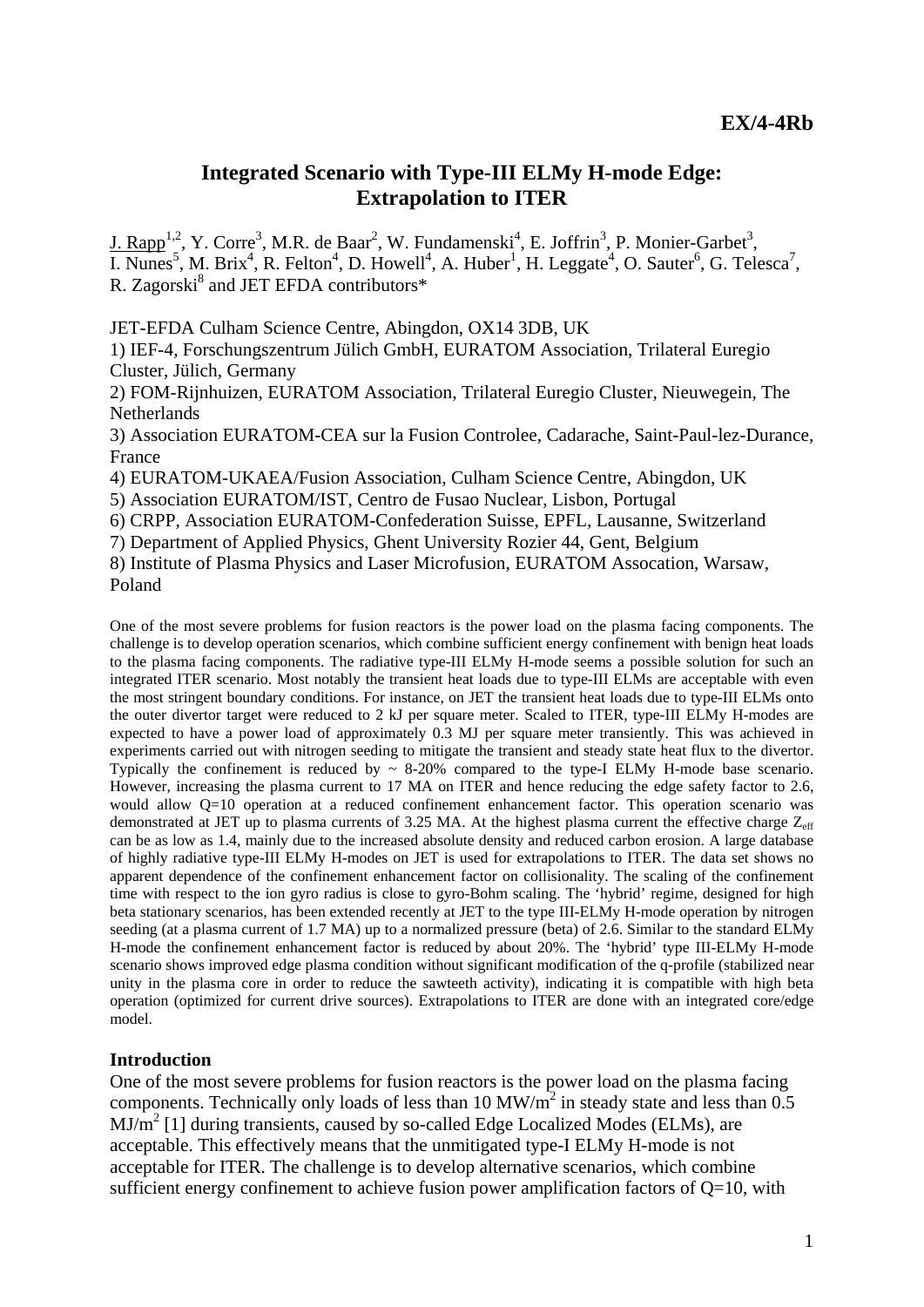**EX/4-4Rb**

# Integrated Scenario with Type-III ELMy H-mode Edge: Extrapolation to ITER

J. Rapp[1,2], Y. Corre[3], M.R. de Baar[2], W. Fundamenski[4], E. Joffrin[3], P. Monier-Garbet[3], I. Nunes[5], M. Brix[4], R. Felton[4], D. Howell[4], A. Huber[1], H. Leggate[4], O. Sauter[6], G. Telesca[7], R. Zagorski[8] and JET EFDA contributors*

JET-EFDA Culham Science Centre, Abingdon, OX14 3DB, UK

1) IEF-4, Forschungszentrum Jülich GmbH, EURATOM Association, Trilateral Euregio Cluster, Jülich, Germany

2) FOM-Rijnhuizen, EURATOM Association, Trilateral Euregio Cluster, Nieuwegein, The Netherlands

3) Association EURATOM-CEA sur la Fusion Controlee, Cadarache, Saint-Paul-lez-Durance, France

4) EURATOM-UKAEA/Fusion Association, Culham Science Centre, Abingdon, UK

5) Association EURATOM/IST, Centro de Fusao Nuclear, Lisbon, Portugal

6) CRPP, Association EURATOM-Confederation Suisse, EPFL, Lausanne, Switzerland

7) Department of Applied Physics, Ghent University Rozier 44, Gent, Belgium

8) Institute of Plasma Physics and Laser Microfusion, EURATOM Assocation, Warsaw, Poland

One of the most severe problems for fusion reactors is the power load on the plasma facing components. The challenge is to develop operation scenarios, which combine sufficient energy confinement with benign heat loads to the plasma facing components. The radiative type-III ELMy H-mode seems a possible solution for such an integrated ITER scenario. Most notably the transient heat loads due to type-III ELMs are acceptable with even the most stringent boundary conditions. For instance, on JET the transient heat loads due to type-III ELMs onto the outer divertor target were reduced to 2 kJ per square meter. Scaled to ITER, type-III ELMy H-modes are expected to have a power load of approximately 0.3 MJ per square meter transiently. This was achieved in experiments carried out with nitrogen seeding to mitigate the transient and steady state heat flux to the divertor. Typically the confinement is reduced by ~ 8-20% compared to the type-I ELMy H-mode base scenario. However, increasing the plasma current to 17 MA on ITER and hence reducing the edge safety factor to 2.6, would allow Q=10 operation at a reduced confinement enhancement factor. This operation scenario was demonstrated at JET up to plasma currents of 3.25 MA. At the highest plasma current the effective charge $Z_{eff}$ can be as low as 1.4, mainly due to the increased absolute density and reduced carbon erosion. A large database of highly radiative type-III ELMy H-modes on JET is used for extrapolations to ITER. The data set shows no apparent dependence of the confinement enhancement factor on collisionality. The scaling of the confinement time with respect to the ion gyro radius is close to gyro-Bohm scaling. The 'hybrid' regime, designed for high beta stationary scenarios, has been extended recently at JET to the type III-ELMy H-mode operation by nitrogen seeding (at a plasma current of 1.7 MA) up to a normalized pressure (beta) of 2.6. Similar to the standard ELMy H-mode the confinement enhancement factor is reduced by about 20%. The 'hybrid' type III-ELMy H-mode scenario shows improved edge plasma condition without significant modification of the q-profile (stabilized near unity in the plasma core in order to reduce the sawteeth activity), indicating it is compatible with high beta operation (optimized for current drive sources). Extrapolations to ITER are done with an integrated core/edge model.

## Introduction

One of the most severe problems for fusion reactors is the power load on the plasma facing components. Technically only loads of less than 10 $MW/m^2$ in steady state and less than 0.5 $MJ/m^2$ [1] during transients, caused by so-called Edge Localized Modes (ELMs), are acceptable. This effectively means that the unmitigated type-I ELMy H-mode is not acceptable for ITER. The challenge is to develop alternative scenarios, which combine sufficient energy confinement to achieve fusion power amplification factors of Q=10, with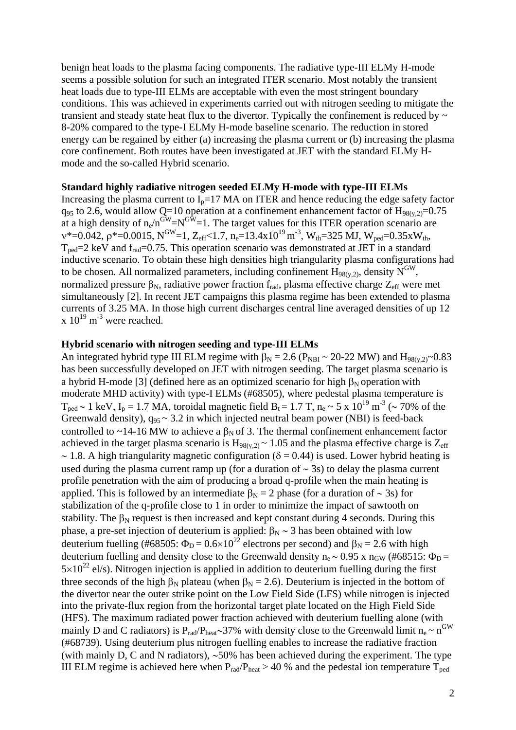benign heat loads to the plasma facing components. The radiative type-III ELMy H-mode seems a possible solution for such an integrated ITER scenario. Most notably the transient heat loads due to type-III ELMs are acceptable with even the most stringent boundary conditions. This was achieved in experiments carried out with nitrogen seeding to mitigate the transient and steady state heat flux to the divertor. Typically the confinement is reduced by ~ 8-20% compared to the type-I ELMy H-mode baseline scenario. The reduction in stored energy can be regained by either (a) increasing the plasma current or (b) increasing the plasma core confinement. Both routes have been investigated at JET with the standard ELMy H-mode and the so-called Hybrid scenario.

**Standard highly radiative nitrogen seeded ELMy H-mode with type-III ELMs**

Increasing the plasma current to $I_p$=17 MA on ITER and hence reducing the edge safety factor $q_{95}$ to 2.6, would allow Q=10 operation at a confinement enhancement factor of $H_{98(y,2)}$=0.75 at a high density of $n_e/n^{GW}=N^{GW}$=1. The target values for this ITER operation scenario are $\nu$*=0.042, $\rho$*=0.0015, $N^{GW}$=1, $Z_{eff}$<1.7, $n_e$=13.4x$10^{19}$ m$^{-3}$, $W_{th}$=325 MJ, $W_{ped}$=0.35x$W_{th}$, $T_{ped}$=2 keV and $f_{rad}$=0.75. This operation scenario was demonstrated at JET in a standard inductive scenario. To obtain these high densities high triangularity plasma configurations had to be chosen. All normalized parameters, including confinement $H_{98(y,2)}$, density $N^{GW}$, normalized pressure $\beta_N$, radiative power fraction $f_{rad}$, plasma effective charge $Z_{eff}$ were met simultaneously [2]. In recent JET campaigns this plasma regime has been extended to plasma currents of 3.25 MA. In those high current discharges central line averaged densities of up 12 x $10^{19}$ m$^{-3}$ were reached.

**Hybrid scenario with nitrogen seeding and type-III ELMs**

An integrated hybrid type III ELM regime with $\beta_N$ = 2.6 ($P_{NBI}$ ~ 20-22 MW) and $H_{98(y,2)}$~0.83 has been successfully developed on JET with nitrogen seeding. The target plasma scenario is a hybrid H-mode [3] (defined here as an optimized scenario for high $\beta_N$ operation with moderate MHD activity) with type-I ELMs (#68505), where pedestal plasma temperature is $T_{ped}$ ~ 1 keV, $I_p$ = 1.7 MA, toroidal magnetic field $B_t$ = 1.7 T, $n_e$ ~ 5 x $10^{19}$ m$^{-3}$ (~ 70% of the Greenwald density), $q_{95}$ ~ 3.2 in which injected neutral beam power (NBI) is feed-back controlled to ~14-16 MW to achieve a $\beta_N$ of 3. The thermal confinement enhancement factor achieved in the target plasma scenario is $H_{98(y,2)}$ ~ 1.05 and the plasma effective charge is $Z_{eff}$ ~ 1.8. A high triangularity magnetic configuration ($\delta$ = 0.44) is used. Lower hybrid heating is used during the plasma current ramp up (for a duration of ~ 3s) to delay the plasma current profile penetration with the aim of producing a broad q-profile when the main heating is applied. This is followed by an intermediate $\beta_N$ = 2 phase (for a duration of ~ 3s) for stabilization of the q-profile close to 1 in order to minimize the impact of sawtooth on stability. The $\beta_N$ request is then increased and kept constant during 4 seconds. During this phase, a pre-set injection of deuterium is applied: $\beta_N$ ~ 3 has been obtained with low deuterium fuelling (#68505: $\Phi_D$ = 0.6×$10^{22}$ electrons per second) and $\beta_N$ = 2.6 with high deuterium fuelling and density close to the Greenwald density $n_e$ ~ 0.95 x $n_{GW}$ (#68515: $\Phi_D$ = 5×$10^{22}$ el/s). Nitrogen injection is applied in addition to deuterium fuelling during the first three seconds of the high $\beta_N$ plateau (when $\beta_N$ = 2.6). Deuterium is injected in the bottom of the divertor near the outer strike point on the Low Field Side (LFS) while nitrogen is injected into the private-flux region from the horizontal target plate located on the High Field Side (HFS). The maximum radiated power fraction achieved with deuterium fuelling alone (with mainly D and C radiators) is $P_{rad}/P_{heat}$~37% with density close to the Greenwald limit $n_e$ ~ $n^{GW}$ (#68739). Using deuterium plus nitrogen fuelling enables to increase the radiative fraction (with mainly D, C and N radiators), ~50% has been achieved during the experiment. The type III ELM regime is achieved here when $P_{rad}/P_{heat}$ > 40 % and the pedestal ion temperature $T_{ped}$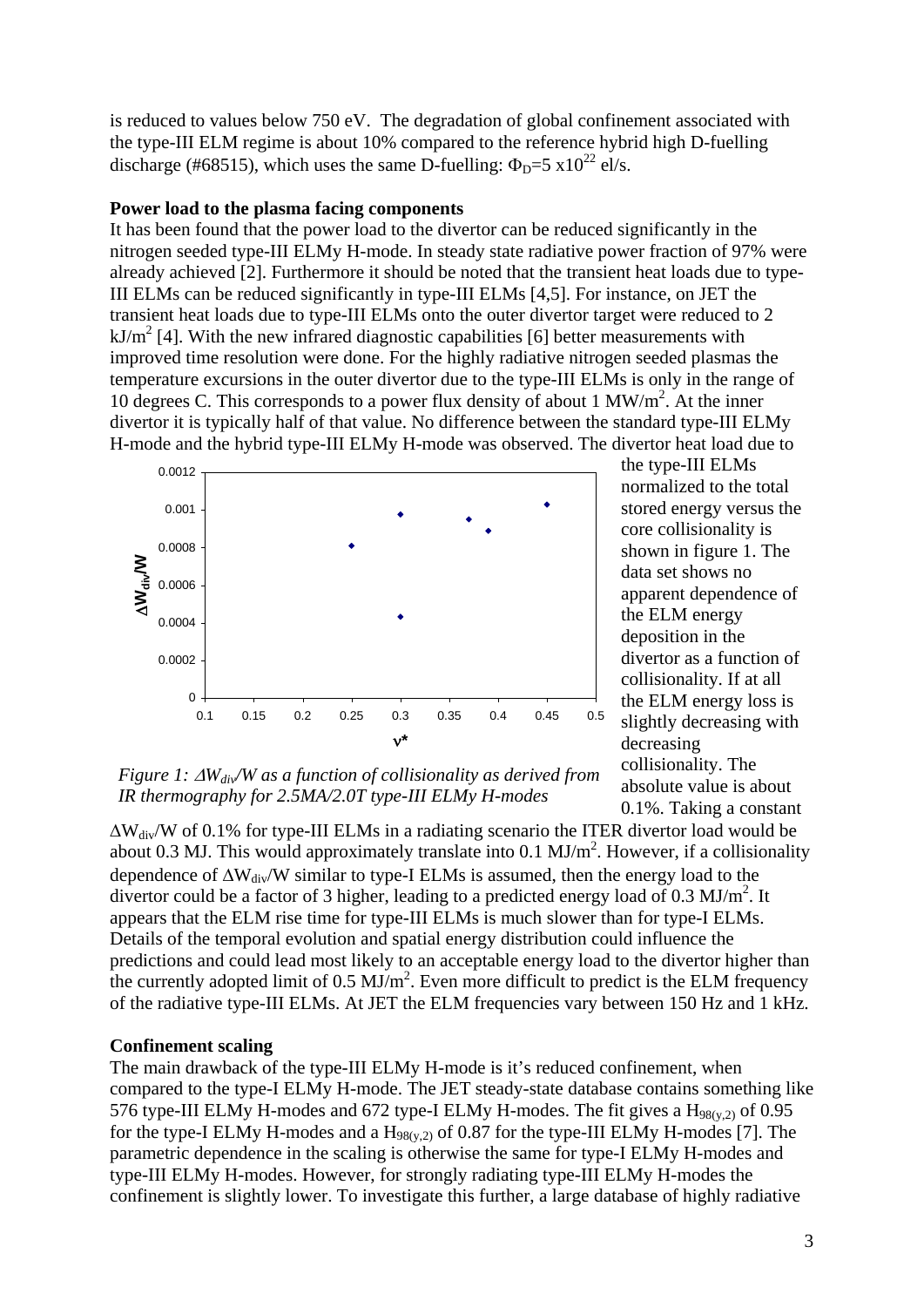is reduced to values below 750 eV. The degradation of global confinement associated with the type-III ELM regime is about 10% compared to the reference hybrid high D-fuelling discharge (#68515), which uses the same D-fuelling: $\Phi_D$=5 x10$^{22}$ el/s.

**Power load to the plasma facing components**

It has been found that the power load to the divertor can be reduced significantly in the nitrogen seeded type-III ELMy H-mode. In steady state radiative power fraction of 97% were already achieved [2]. Furthermore it should be noted that the transient heat loads due to type-III ELMs can be reduced significantly in type-III ELMs [4,5]. For instance, on JET the transient heat loads due to type-III ELMs onto the outer divertor target were reduced to 2 kJ/m$^2$ [4]. With the new infrared diagnostic capabilities [6] better measurements with improved time resolution were done. For the highly radiative nitrogen seeded plasmas the temperature excursions in the outer divertor due to the type-III ELMs is only in the range of 10 degrees C. This corresponds to a power flux density of about 1 MW/m$^2$. At the inner divertor it is typically half of that value. No difference between the standard type-III ELMy H-mode and the hybrid type-III ELMy H-mode was observed. The divertor heat load due to the type-III ELMs normalized to the total stored energy versus the core collisionality is shown in figure 1. The data set shows no apparent dependence of the ELM energy deposition in the divertor as a function of collisionality. If at all the ELM energy loss is slightly decreasing with decreasing collisionality. The absolute value is about 0.1%. Taking a constant $\Delta W_{div}/W$ of 0.1% for type-III ELMs in a radiating scenario the ITER divertor load would be about 0.3 MJ. This would approximately translate into 0.1 MJ/m$^2$. However, if a collisionality dependence of $\Delta W_{div}/W$ similar to type-I ELMs is assumed, then the energy load to the divertor could be a factor of 3 higher, leading to a predicted energy load of 0.3 MJ/m$^2$. It appears that the ELM rise time for type-III ELMs is much slower than for type-I ELMs. Details of the temporal evolution and spatial energy distribution could influence the predictions and could lead most likely to an acceptable energy load to the divertor higher than the currently adopted limit of 0.5 MJ/m$^2$. Even more difficult to predict is the ELM frequency of the radiative type-III ELMs. At JET the ELM frequencies vary between 150 Hz and 1 kHz.

*Figure 1: $\Delta W_{div}/W$ as a function of collisionality as derived from IR thermography for 2.5MA/2.0T type-III ELMy H-modes*

**Confinement scaling**

The main drawback of the type-III ELMy H-mode is it's reduced confinement, when compared to the type-I ELMy H-mode. The JET steady-state database contains something like 576 type-III ELMy H-modes and 672 type-I ELMy H-modes. The fit gives a $H_{98(y,2)}$ of 0.95 for the type-I ELMy H-modes and a $H_{98(y,2)}$ of 0.87 for the type-III ELMy H-modes [7]. The parametric dependence in the scaling is otherwise the same for type-I ELMy H-modes and type-III ELMy H-modes. However, for strongly radiating type-III ELMy H-modes the confinement is slightly lower. To investigate this further, a large database of highly radiative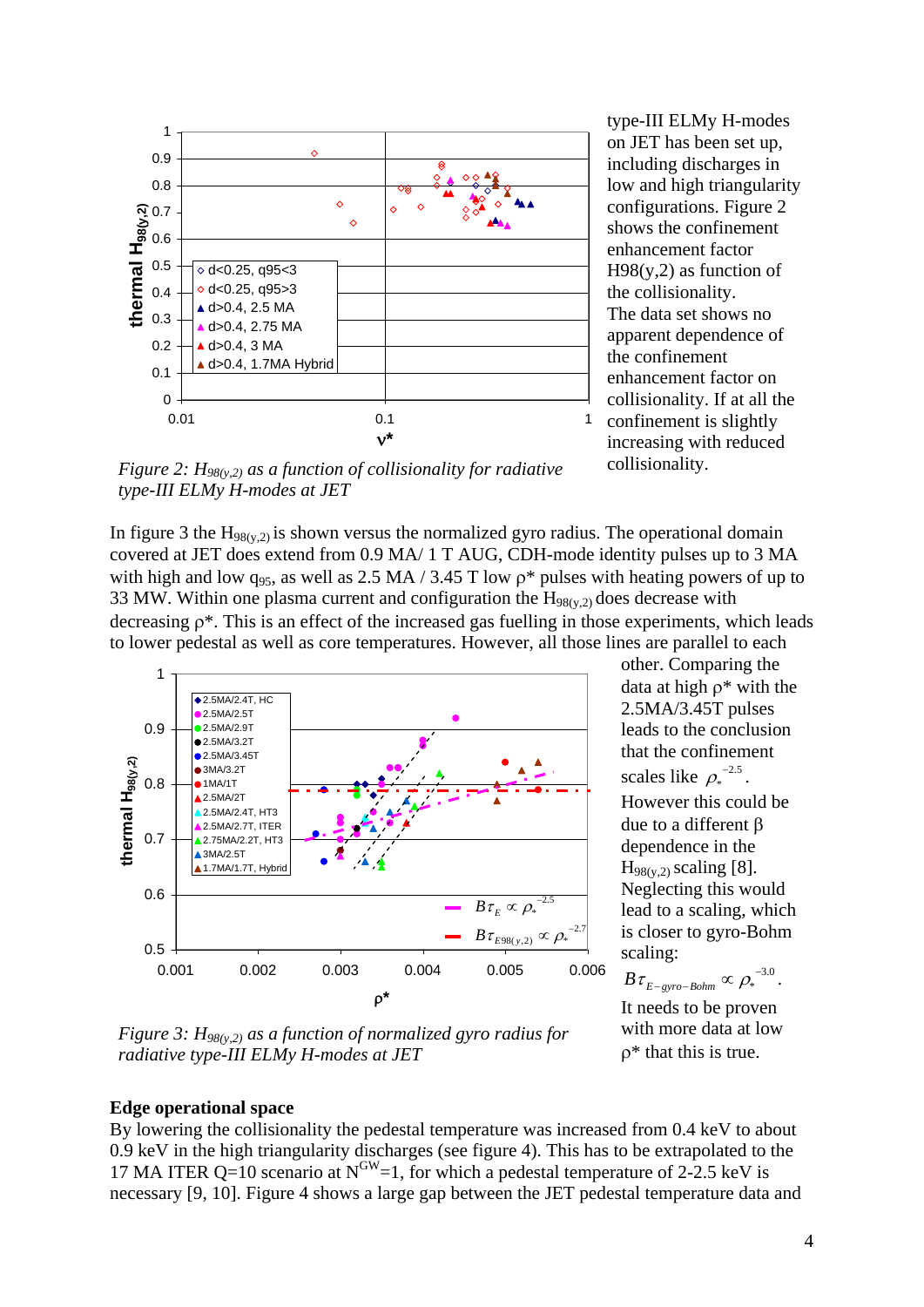type-III ELMy H-modes on JET has been set up, including discharges in low and high triangularity configurations. Figure 2 shows the confinement enhancement factor H98(y,2) as function of the collisionality. The data set shows no apparent dependence of the confinement enhancement factor on collisionality. If at all the confinement is slightly increasing with reduced collisionality.

*Figure 2: $H_{98(y,2)}$ as a function of collisionality for radiative type-III ELMy H-modes at JET*

In figure 3 the $H_{98(y,2)}$ is shown versus the normalized gyro radius. The operational domain covered at JET does extend from 0.9 MA/ 1 T AUG, CDH-mode identity pulses up to 3 MA with high and low $q_{95}$, as well as 2.5 MA / 3.45 T low $\rho^*$ pulses with heating powers of up to 33 MW. Within one plasma current and configuration the $H_{98(y,2)}$ does decrease with decreasing $\rho^*$. This is an effect of the increased gas fuelling in those experiments, which leads to lower pedestal as well as core temperatures. However, all those lines are parallel to each other. Comparing the data at high $\rho^*$ with the 2.5MA/3.45T pulses leads to the conclusion that the confinement scales like $\rho_*^{-2.5}$. However this could be due to a different β dependence in the $H_{98(y,2)}$ scaling [8]. Neglecting this would lead to a scaling, which is closer to gyro-Bohm scaling: $B\tau_{E-gyro-Bohm} \propto \rho_*^{-3.0}$. It needs to be proven with more data at low $\rho^*$ that this is true.

*Figure 3: $H_{98(y,2)}$ as a function of normalized gyro radius for radiative type-III ELMy H-modes at JET*

### Edge operational space

By lowering the collisionality the pedestal temperature was increased from 0.4 keV to about 0.9 keV in the high triangularity discharges (see figure 4). This has to be extrapolated to the 17 MA ITER Q=10 scenario at $N^{GW}$=1, for which a pedestal temperature of 2-2.5 keV is necessary [9, 10]. Figure 4 shows a large gap between the JET pedestal temperature data and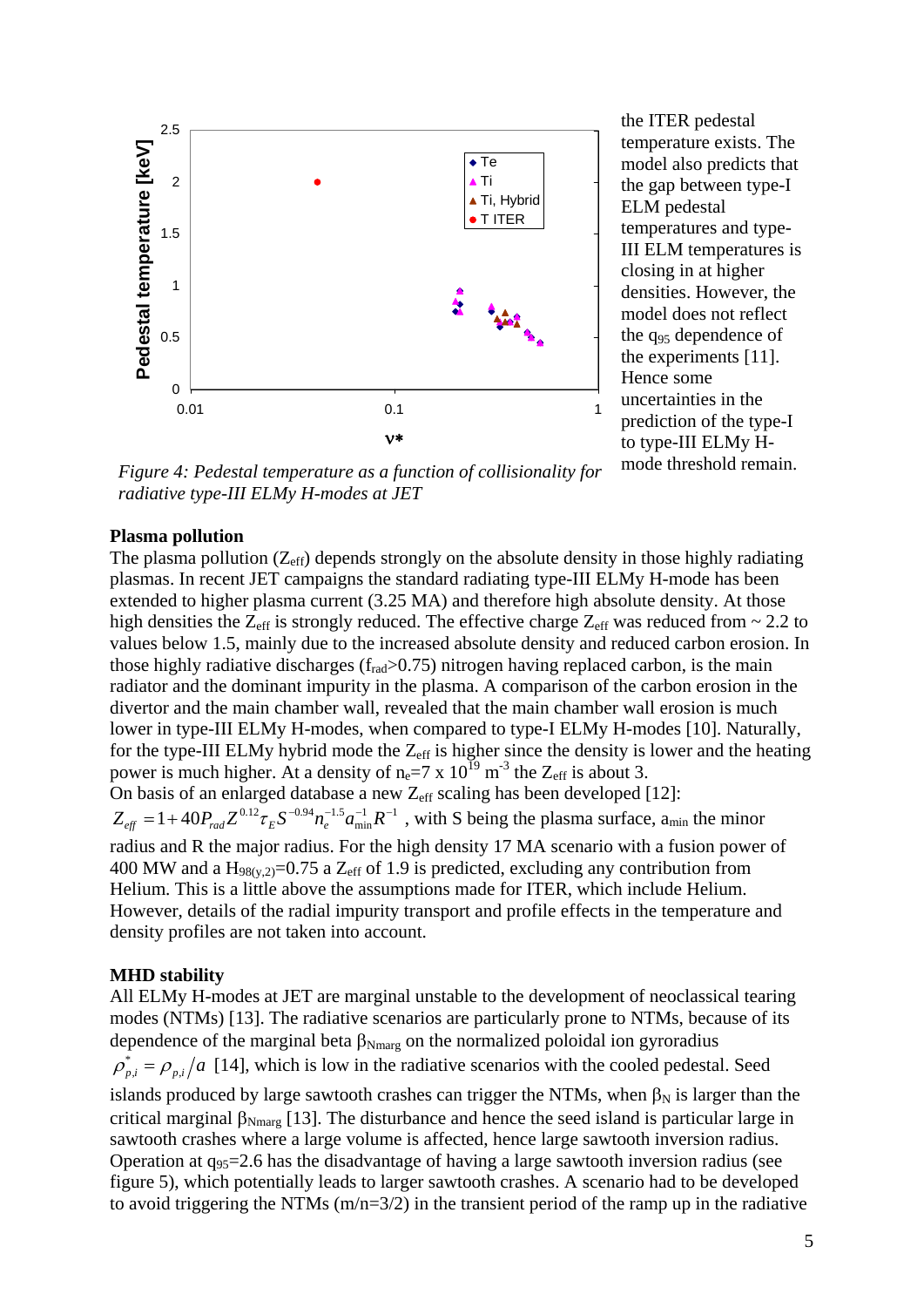the ITER pedestal temperature exists. The model also predicts that the gap between type-I ELM pedestal temperatures and type-III ELM temperatures is closing in at higher densities. However, the model does not reflect the $q_{95}$ dependence of the experiments [11]. Hence some uncertainties in the prediction of the type-I to type-III ELMy H-mode threshold remain.

*Figure 4: Pedestal temperature as a function of collisionality for radiative type-III ELMy H-modes at JET*

**Plasma pollution**

The plasma pollution ($Z_{eff}$) depends strongly on the absolute density in those highly radiating plasmas. In recent JET campaigns the standard radiating type-III ELMy H-mode has been extended to higher plasma current (3.25 MA) and therefore high absolute density. At those high densities the $Z_{eff}$ is strongly reduced. The effective charge $Z_{eff}$ was reduced from ~ 2.2 to values below 1.5, mainly due to the increased absolute density and reduced carbon erosion. In those highly radiative discharges ($f_{rad}$>0.75) nitrogen having replaced carbon, is the main radiator and the dominant impurity in the plasma. A comparison of the carbon erosion in the divertor and the main chamber wall, revealed that the main chamber wall erosion is much lower in type-III ELMy H-modes, when compared to type-I ELMy H-modes [10]. Naturally, for the type-III ELMy hybrid mode the $Z_{eff}$ is higher since the density is lower and the heating power is much higher. At a density of $n_e = 7 \times 10^{19}$ $m^{-3}$ the $Z_{eff}$ is about 3.

On basis of an enlarged database a new $Z_{eff}$ scaling has been developed [12]:

$Z_{eff} = 1 + 40 P_{rad} Z^{0.12} \tau_E S^{-0.94} n_e^{-1.5} a_{min}^{-1} R^{-1}$ , with S being the plasma surface, $a_{min}$ the minor radius and R the major radius. For the high density 17 MA scenario with a fusion power of 400 MW and a $H_{98(y,2)}$=0.75 a $Z_{eff}$ of 1.9 is predicted, excluding any contribution from Helium. This is a little above the assumptions made for ITER, which include Helium. However, details of the radial impurity transport and profile effects in the temperature and density profiles are not taken into account.

**MHD stability**

All ELMy H-modes at JET are marginal unstable to the development of neoclassical tearing modes (NTMs) [13]. The radiative scenarios are particularly prone to NTMs, because of its dependence of the marginal beta $\beta_{Nmarg}$ on the normalized poloidal ion gyroradius $\rho^*_{p,i} = \rho_{p,i}/a$ [14], which is low in the radiative scenarios with the cooled pedestal. Seed islands produced by large sawtooth crashes can trigger the NTMs, when $\beta_N$ is larger than the critical marginal $\beta_{Nmarg}$ [13]. The disturbance and hence the seed island is particular large in sawtooth crashes where a large volume is affected, hence large sawtooth inversion radius. Operation at $q_{95}$=2.6 has the disadvantage of having a large sawtooth inversion radius (see figure 5), which potentially leads to larger sawtooth crashes. A scenario had to be developed to avoid triggering the NTMs (m/n=3/2) in the transient period of the ramp up in the radiative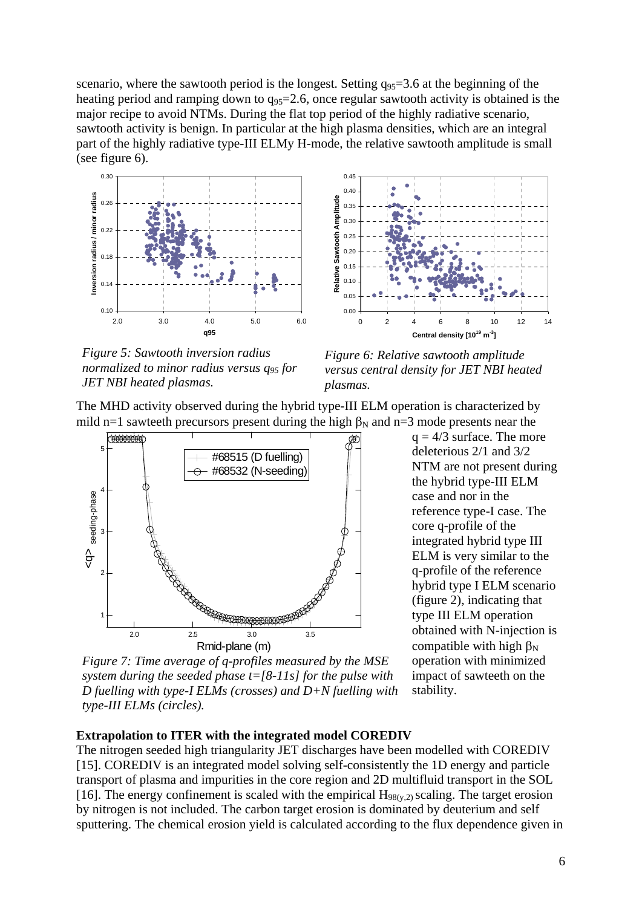scenario, where the sawtooth period is the longest. Setting $q_{95}$=3.6 at the beginning of the heating period and ramping down to $q_{95}$=2.6, once regular sawtooth activity is obtained is the major recipe to avoid NTMs. During the flat top period of the highly radiative scenario, sawtooth activity is benign. In particular at the high plasma densities, which are an integral part of the highly radiative type-III ELMy H-mode, the relative sawtooth amplitude is small (see figure 6).

*Figure 5: Sawtooth inversion radius normalized to minor radius versus $q_{95}$ for JET NBI heated plasmas.*

*Figure 6: Relative sawtooth amplitude versus central density for JET NBI heated plasmas.*

The MHD activity observed during the hybrid type-III ELM operation is characterized by mild n=1 sawteeth precursors present during the high $\beta_N$ and n=3 mode presents near the q = 4/3 surface. The more deleterious 2/1 and 3/2 NTM are not present during the hybrid type-III ELM case and nor in the reference type-I case. The core q-profile of the integrated hybrid type III ELM is very similar to the q-profile of the reference hybrid type I ELM scenario (figure 2), indicating that type III ELM operation obtained with N-injection is compatible with high $\beta_N$ operation with minimized impact of sawteeth on the stability.

*Figure 7: Time average of q-profiles measured by the MSE system during the seeded phase t=[8-11s] for the pulse with D fuelling with type-I ELMs (crosses) and D+N fuelling with type-III ELMs (circles).*

**Extrapolation to ITER with the integrated model COREDIV**

The nitrogen seeded high triangularity JET discharges have been modelled with COREDIV [15]. COREDIV is an integrated model solving self-consistently the 1D energy and particle transport of plasma and impurities in the core region and 2D multifluid transport in the SOL [16]. The energy confinement is scaled with the empirical $H_{98(y,2)}$ scaling. The target erosion by nitrogen is not included. The carbon target erosion is dominated by deuterium and self sputtering. The chemical erosion yield is calculated according to the flux dependence given in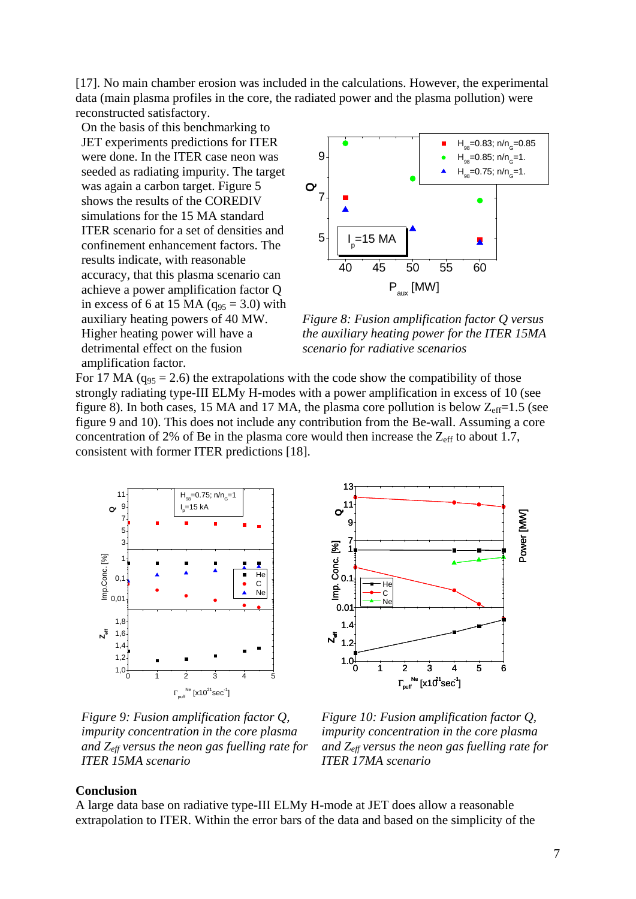[17]. No main chamber erosion was included in the calculations. However, the experimental data (main plasma profiles in the core, the radiated power and the plasma pollution) were reconstructed satisfactory.

On the basis of this benchmarking to JET experiments predictions for ITER were done. In the ITER case neon was seeded as radiating impurity. The target was again a carbon target. Figure 5 shows the results of the COREDIV simulations for the 15 MA standard ITER scenario for a set of densities and confinement enhancement factors. The results indicate, with reasonable accuracy, that this plasma scenario can achieve a power amplification factor Q in excess of 6 at 15 MA ($q_{95}$ = 3.0) with auxiliary heating powers of 40 MW. Higher heating power will have a detrimental effect on the fusion amplification factor.

*Figure 8: Fusion amplification factor Q versus the auxiliary heating power for the ITER 15MA scenario for radiative scenarios*

For 17 MA ($q_{95}$ = 2.6) the extrapolations with the code show the compatibility of those strongly radiating type-III ELMy H-modes with a power amplification in excess of 10 (see figure 8). In both cases, 15 MA and 17 MA, the plasma core pollution is below $Z_{eff}$=1.5 (see figure 9 and 10). This does not include any contribution from the Be-wall. Assuming a core concentration of 2% of Be in the plasma core would then increase the $Z_{eff}$ to about 1.7, consistent with former ITER predictions [18].

*Figure 9: Fusion amplification factor Q, impurity concentration in the core plasma and $Z_{eff}$ versus the neon gas fuelling rate for ITER 15MA scenario*

*Figure 10: Fusion amplification factor Q, impurity concentration in the core plasma and $Z_{eff}$ versus the neon gas fuelling rate for ITER 17MA scenario*

**Conclusion**

A large data base on radiative type-III ELMy H-mode at JET does allow a reasonable extrapolation to ITER. Within the error bars of the data and based on the simplicity of the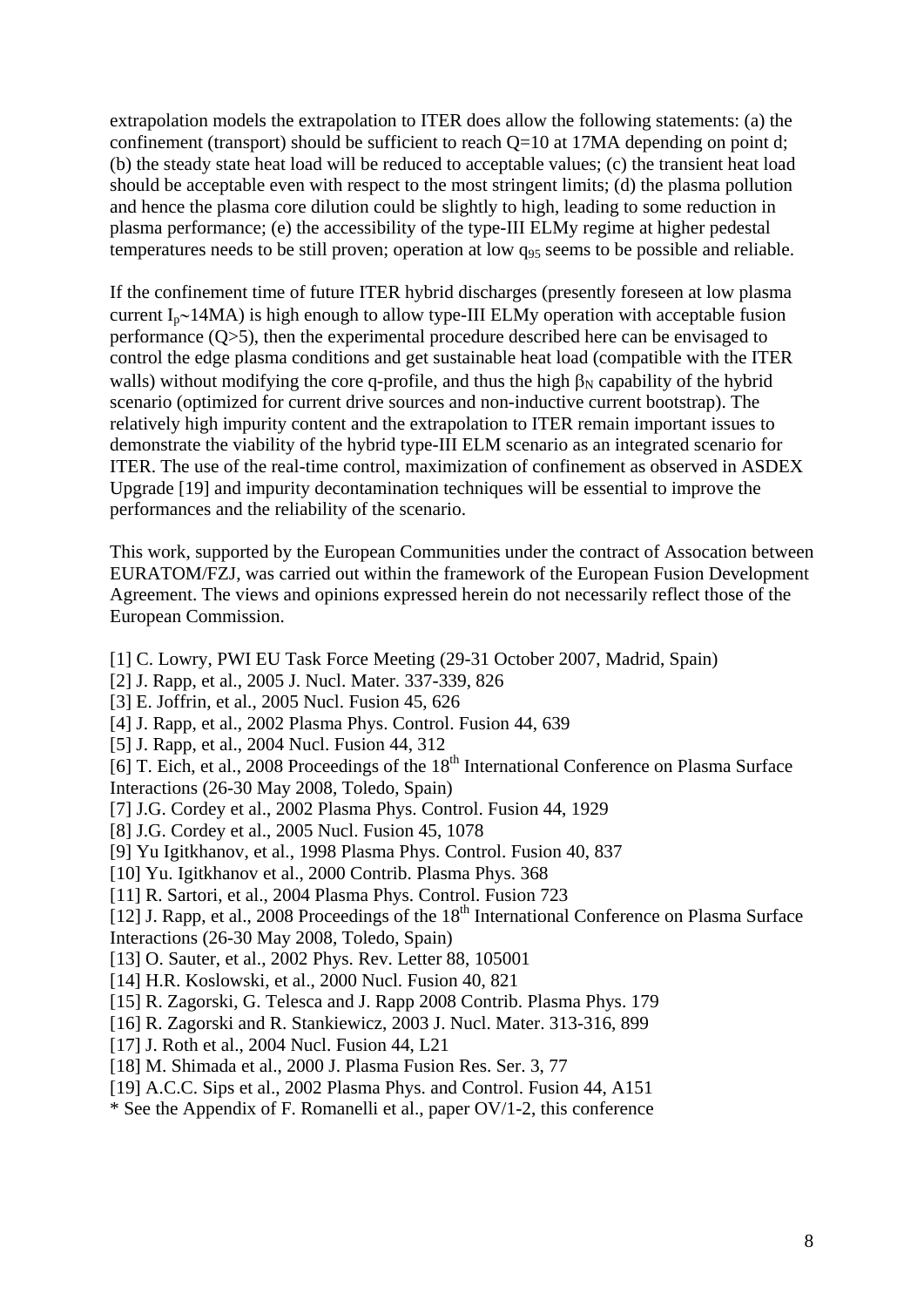extrapolation models the extrapolation to ITER does allow the following statements: (a) the confinement (transport) should be sufficient to reach Q=10 at 17MA depending on point d; (b) the steady state heat load will be reduced to acceptable values; (c) the transient heat load should be acceptable even with respect to the most stringent limits; (d) the plasma pollution and hence the plasma core dilution could be slightly to high, leading to some reduction in plasma performance; (e) the accessibility of the type-III ELMy regime at higher pedestal temperatures needs to be still proven; operation at low $q_{95}$ seems to be possible and reliable.

If the confinement time of future ITER hybrid discharges (presently foreseen at low plasma current $I_p$~14MA) is high enough to allow type-III ELMy operation with acceptable fusion performance (Q>5), then the experimental procedure described here can be envisaged to control the edge plasma conditions and get sustainable heat load (compatible with the ITER walls) without modifying the core q-profile, and thus the high $\beta_N$ capability of the hybrid scenario (optimized for current drive sources and non-inductive current bootstrap). The relatively high impurity content and the extrapolation to ITER remain important issues to demonstrate the viability of the hybrid type-III ELM scenario as an integrated scenario for ITER. The use of the real-time control, maximization of confinement as observed in ASDEX Upgrade [19] and impurity decontamination techniques will be essential to improve the performances and the reliability of the scenario.

This work, supported by the European Communities under the contract of Assocation between EURATOM/FZJ, was carried out within the framework of the European Fusion Development Agreement. The views and opinions expressed herein do not necessarily reflect those of the European Commission.

[1] C. Lowry, PWI EU Task Force Meeting (29-31 October 2007, Madrid, Spain)
[2] J. Rapp, et al., 2005 J. Nucl. Mater. 337-339, 826
[3] E. Joffrin, et al., 2005 Nucl. Fusion 45, 626
[4] J. Rapp, et al., 2002 Plasma Phys. Control. Fusion 44, 639
[5] J. Rapp, et al., 2004 Nucl. Fusion 44, 312
[6] T. Eich, et al., 2008 Proceedings of the 18th International Conference on Plasma Surface Interactions (26-30 May 2008, Toledo, Spain)
[7] J.G. Cordey et al., 2002 Plasma Phys. Control. Fusion 44, 1929
[8] J.G. Cordey et al., 2005 Nucl. Fusion 45, 1078
[9] Yu Igitkhanov, et al., 1998 Plasma Phys. Control. Fusion 40, 837
[10] Yu. Igitkhanov et al., 2000 Contrib. Plasma Phys. 368
[11] R. Sartori, et al., 2004 Plasma Phys. Control. Fusion 723
[12] J. Rapp, et al., 2008 Proceedings of the 18th International Conference on Plasma Surface Interactions (26-30 May 2008, Toledo, Spain)
[13] O. Sauter, et al., 2002 Phys. Rev. Letter 88, 105001
[14] H.R. Koslowski, et al., 2000 Nucl. Fusion 40, 821
[15] R. Zagorski, G. Telesca and J. Rapp 2008 Contrib. Plasma Phys. 179
[16] R. Zagorski and R. Stankiewicz, 2003 J. Nucl. Mater. 313-316, 899
[17] J. Roth et al., 2004 Nucl. Fusion 44, L21
[18] M. Shimada et al., 2000 J. Plasma Fusion Res. Ser. 3, 77
[19] A.C.C. Sips et al., 2002 Plasma Phys. and Control. Fusion 44, A151
* See the Appendix of F. Romanelli et al., paper OV/1-2, this conference